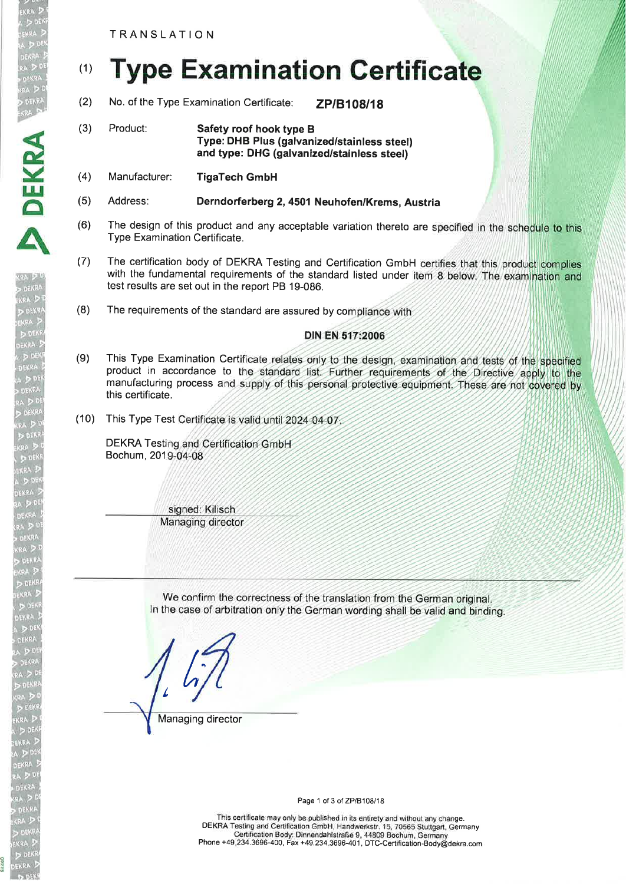TRANSLATION

# (1) Type Examination Certificate

(2) No. of the Type Examination Certificate: **ZP/B108/18**

(3) Product: **Safety roof hook type B**
**Type: DHB Plus (galvanized/stainless steel)**
**and type: DHG (galvanized/stainless steel)**

(4) Manufacturer: **TigaTech GmbH**

(5) Address: **Derndorferberg 2, 4501 Neuhofen/Krems, Austria**

(6) The design of this product and any acceptable variation thereto are specified in the schedule to this Type Examination Certificate.

(7) The certification body of DEKRA Testing and Certification GmbH certifies that this product complies with the fundamental requirements of the standard listed under item 8 below. The examination and test results are set out in the report PB 19-086.

(8) The requirements of the standard are assured by compliance with

**DIN EN 517:2006**

(9) This Type Examination Certificate relates only to the design, examination and tests of the specified product in accordance to the standard list. Further requirements of the Directive apply to the manufacturing process and supply of this personal protective equipment. These are not covered by this certificate.

(10) This Type Test Certificate is valid until 2024-04-07.

DEKRA Testing and Certification GmbH
Bochum, 2019-04-08

signed: Kilisch
Managing director

---

We confirm the correctness of the translation from the German original.
In the case of arbitration only the German wording shall be valid and binding.

Managing director

This certificate may only be published in its entirety and without any change.
DEKRA Testing and Certification GmbH, Handwerkstr. 15, 70565 Stuttgart, Germany
Certification Body: Dinnendahlstraße 9, 44809 Bochum, Germany
Phone +49.234.3696-400, Fax +49.234.3696-401, DTC-Certification-Body@dekra.com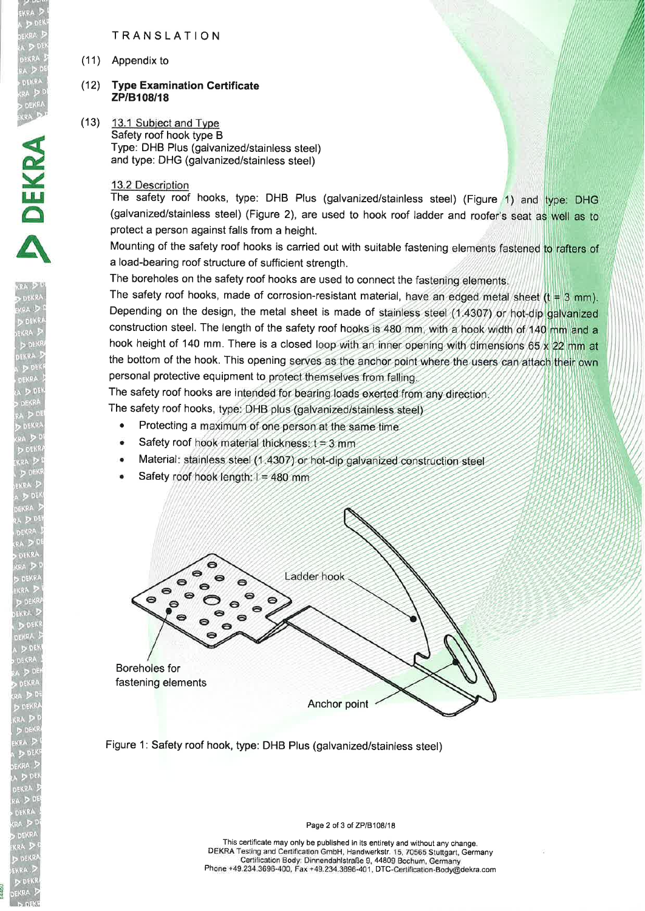TRANSLATION

(11) Appendix to

(12) **Type Examination Certificate ZP/B108/18**

(13) 13.1 Subject and Type

Safety roof hook type B
Type: DHB Plus (galvanized/stainless steel)
and type: DHG (galvanized/stainless steel)

13.2 Description

The safety roof hooks, type: DHB Plus (galvanized/stainless steel) (Figure 1) and type: DHG (galvanized/stainless steel) (Figure 2), are used to hook roof ladder and roofer's seat as well as to protect a person against falls from a height.

Mounting of the safety roof hooks is carried out with suitable fastening elements fastened to rafters of a load-bearing roof structure of sufficient strength.

The boreholes on the safety roof hooks are used to connect the fastening elements.

The safety roof hooks, made of corrosion-resistant material, have an edged metal sheet (t = 3 mm). Depending on the design, the metal sheet is made of stainless steel (1.4307) or hot-dip galvanized construction steel. The length of the safety roof hooks is 480 mm, with a hook width of 140 mm and a hook height of 140 mm. There is a closed loop with an inner opening with dimensions 65 x 22 mm at the bottom of the hook. This opening serves as the anchor point where the users can attach their own personal protective equipment to protect themselves from falling.

The safety roof hooks are intended for bearing loads exerted from any direction.

The safety roof hooks, type: DHB plus (galvanized/stainless steel)

- Protecting a maximum of one person at the same time
- Safety roof hook material thickness: t = 3 mm
- Material: stainless steel (1.4307) or hot-dip galvanized construction steel
- Safety roof hook length: l = 480 mm

Ladder hook

Boreholes for fastening elements

Anchor point

Figure 1: Safety roof hook, type: DHB Plus (galvanized/stainless steel)

This certificate may only be published in its entirety and without any change.
DEKRA Testing and Certification GmbH, Handwerkstr. 15, 70565 Stuttgart, Germany
Certification Body: Dinnendahlstraße 9, 44809 Bochum, Germany
Phone +49.234.3696-400, Fax +49.234.3696-401, DTC-Certification-Body@dekra.com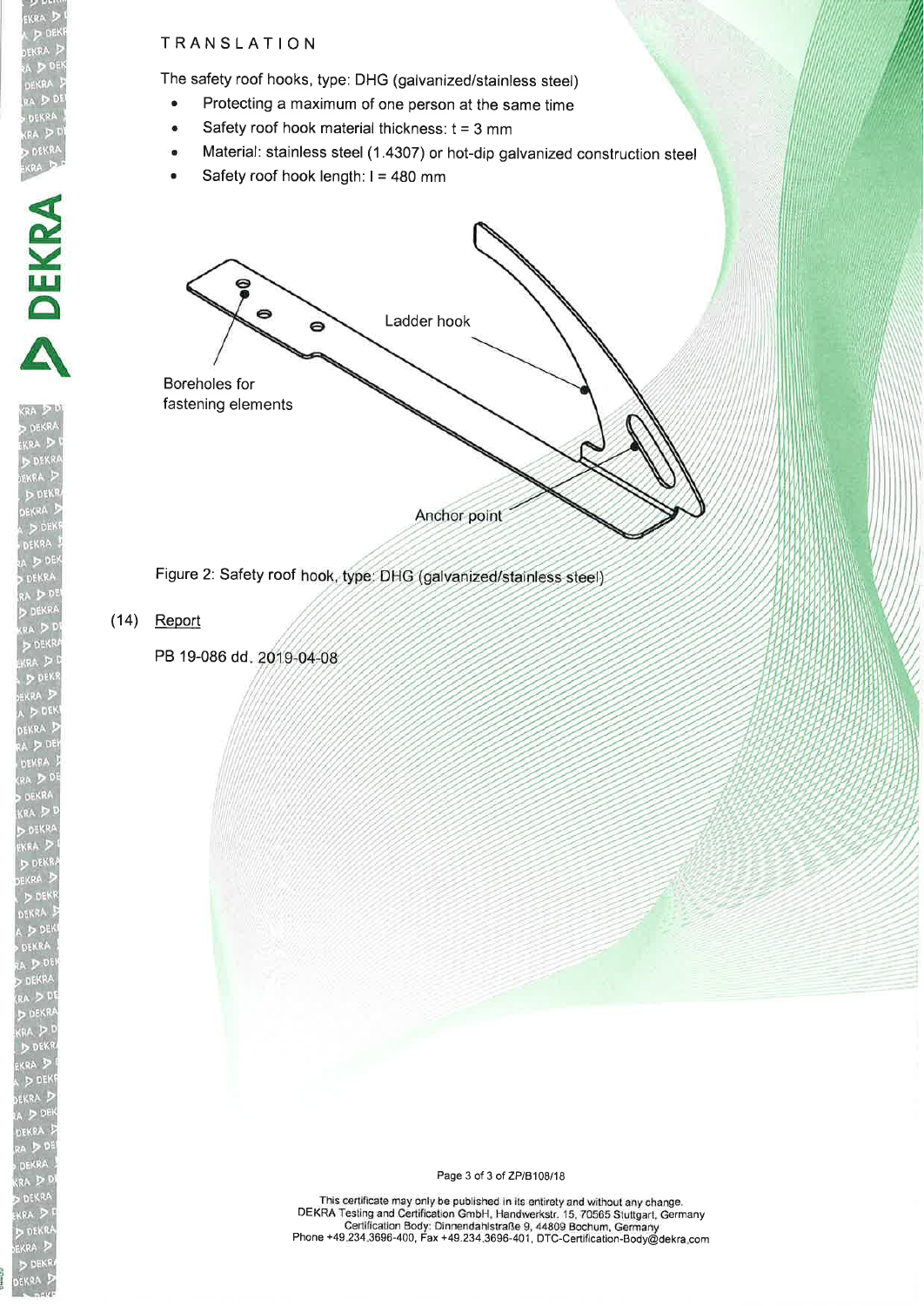TRANSLATION

The safety roof hooks, type: DHG (galvanized/stainless steel)

- Protecting a maximum of one person at the same time
- Safety roof hook material thickness: t = 3 mm
- Material: stainless steel (1.4307) or hot-dip galvanized construction steel
- Safety roof hook length: l = 480 mm

Ladder hook

Boreholes for fastening elements

Anchor point

Figure 2: Safety roof hook, type: DHG (galvanized/stainless steel)

(14) Report

PB 19-086 dd. 2019-04-08

This certificate may only be published in its entirety and without any change.
DEKRA Testing and Certification GmbH, Handwerkstr. 15, 70565 Stuttgart, Germany
Certification Body: Dinnendahlstraße 9, 44809 Bochum, Germany
Phone +49.234.3696-400, Fax +49.234.3696-401, DTC-Certification-Body@dekra.com